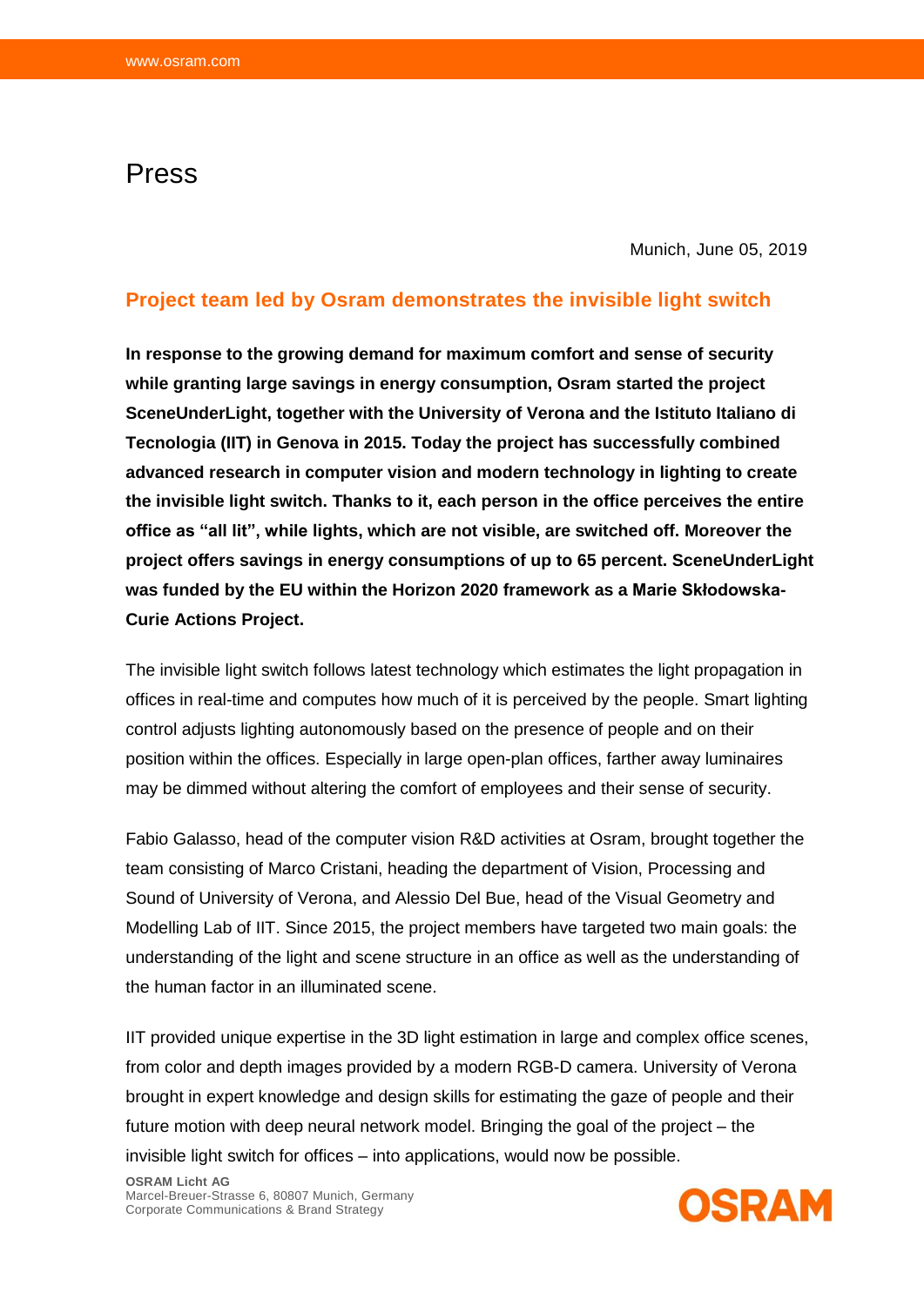# Press

Munich, June 05, 2019

## Project team led by Osram demonstrates the invisible light switch

**In response to the growing demand for maximum comfort and sense of security while granting large savings in energy consumption, Osram started the project SceneUnderLight, together with the University of Verona and the Istituto Italiano di Tecnologia (IIT) in Genova in 2015. Today the project has successfully combined advanced research in computer vision and modern technology in lighting to create the invisible light switch. Thanks to it, each person in the office perceives the entire office as "all lit", while lights, which are not visible, are switched off. Moreover the project offers savings in energy consumptions of up to 65 percent. SceneUnderLight was funded by the EU within the Horizon 2020 framework as a Marie Skłodowska-Curie Actions Project.**

The invisible light switch follows latest technology which estimates the light propagation in offices in real-time and computes how much of it is perceived by the people. Smart lighting control adjusts lighting autonomously based on the presence of people and on their position within the offices. Especially in large open-plan offices, farther away luminaires may be dimmed without altering the comfort of employees and their sense of security.

Fabio Galasso, head of the computer vision R&D activities at Osram, brought together the team consisting of Marco Cristani, heading the department of Vision, Processing and Sound of University of Verona, and Alessio Del Bue, head of the Visual Geometry and Modelling Lab of IIT. Since 2015, the project members have targeted two main goals: the understanding of the light and scene structure in an office as well as the understanding of the human factor in an illuminated scene.

IIT provided unique expertise in the 3D light estimation in large and complex office scenes, from color and depth images provided by a modern RGB-D camera. University of Verona brought in expert knowledge and design skills for estimating the gaze of people and their future motion with deep neural network model. Bringing the goal of the project – the invisible light switch for offices – into applications, would now be possible.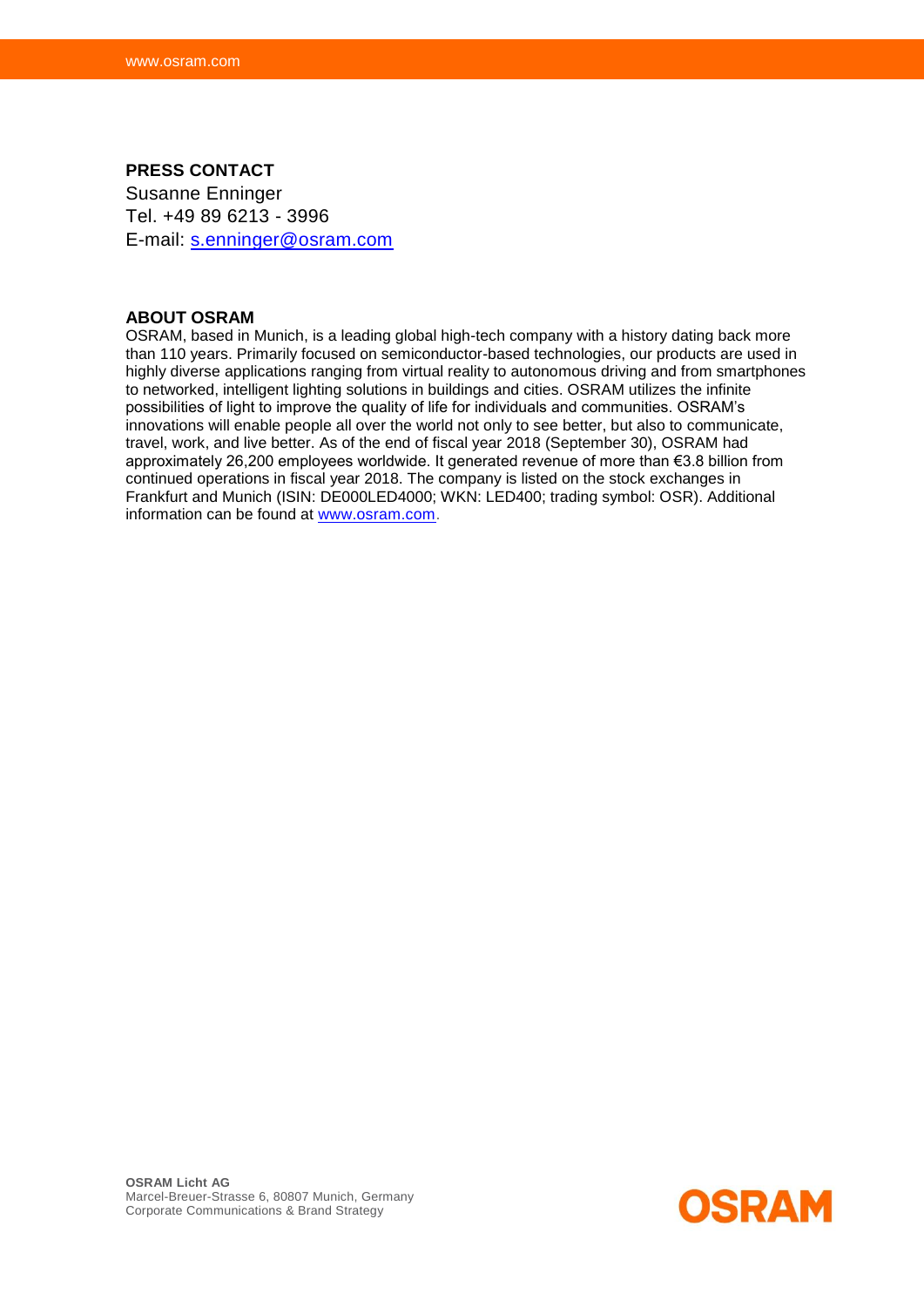**PRESS CONTACT**
Susanne Enninger
Tel. +49 89 6213 - 3996
E-mail: [s.enninger@osram.com](mailto:s.enninger@osram.com)

**ABOUT OSRAM**

OSRAM, based in Munich, is a leading global high-tech company with a history dating back more than 110 years. Primarily focused on semiconductor-based technologies, our products are used in highly diverse applications ranging from virtual reality to autonomous driving and from smartphones to networked, intelligent lighting solutions in buildings and cities. OSRAM utilizes the infinite possibilities of light to improve the quality of life for individuals and communities. OSRAM's innovations will enable people all over the world not only to see better, but also to communicate, travel, work, and live better. As of the end of fiscal year 2018 (September 30), OSRAM had approximately 26,200 employees worldwide. It generated revenue of more than €3.8 billion from continued operations in fiscal year 2018. The company is listed on the stock exchanges in Frankfurt and Munich (ISIN: DE000LED4000; WKN: LED400; trading symbol: OSR). Additional information can be found at [www.osram.com](http://www.osram.com).

**OSRAM Licht AG**
Marcel-Breuer-Strasse 6, 80807 Munich, Germany
Corporate Communications & Brand Strategy